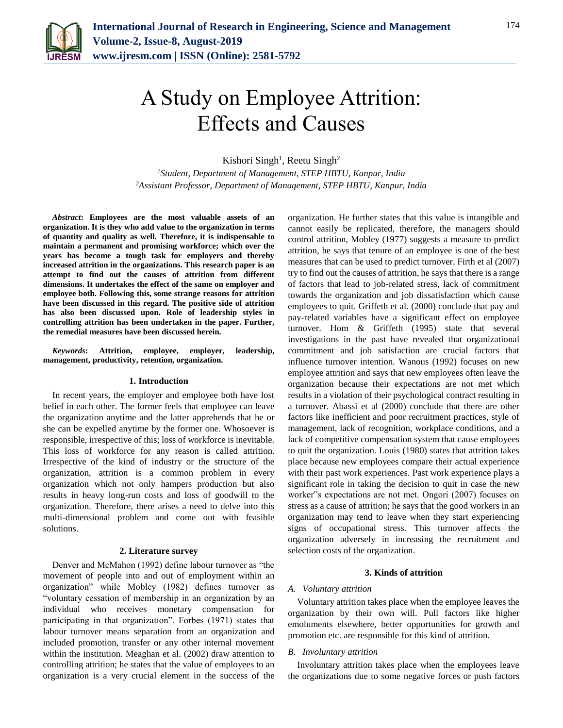# A Study on Employee Attrition: Effects and Causes

Kishori Singh[1], Reetu Singh[2]

[1]*Student, Department of Management, STEP HBTU, Kanpur, India*
[2]*Assistant Professor, Department of Management, STEP HBTU, Kanpur, India*

***Abstract*: Employees are the most valuable assets of an organization. It is they who add value to the organization in terms of quantity and quality as well. Therefore, it is indispensable to maintain a permanent and promising workforce; which over the years has become a tough task for employers and thereby increased attrition in the organizations. This research paper is an attempt to find out the causes of attrition from different dimensions. It undertakes the effect of the same on employer and employee both. Following this, some strange reasons for attrition have been discussed in this regard. The positive side of attrition has also been discussed upon. Role of leadership styles in controlling attrition has been undertaken in the paper. Further, the remedial measures have been discussed herein.**

***Keywords*: Attrition, employee, employer, leadership, management, productivity, retention, organization.**

## 1. Introduction

In recent years, the employer and employee both have lost belief in each other. The former feels that employee can leave the organization anytime and the latter apprehends that he or she can be expelled anytime by the former one. Whosoever is responsible, irrespective of this; loss of workforce is inevitable. This loss of workforce for any reason is called attrition. Irrespective of the kind of industry or the structure of the organization, attrition is a common problem in every organization which not only hampers production but also results in heavy long-run costs and loss of goodwill to the organization. Therefore, there arises a need to delve into this multi-dimensional problem and come out with feasible solutions.

## 2. Literature survey

Denver and McMahon (1992) define labour turnover as "the movement of people into and out of employment within an organization" while Mobley (1982) defines turnover as "voluntary cessation of membership in an organization by an individual who receives monetary compensation for participating in that organization". Forbes (1971) states that labour turnover means separation from an organization and included promotion, transfer or any other internal movement within the institution. Meaghan et al. (2002) draw attention to controlling attrition; he states that the value of employees to an organization is a very crucial element in the success of the organization. He further states that this value is intangible and cannot easily be replicated, therefore, the managers should control attrition, Mobley (1977) suggests a measure to predict attrition, he says that tenure of an employee is one of the best measures that can be used to predict turnover. Firth et al (2007) try to find out the causes of attrition, he says that there is a range of factors that lead to job-related stress, lack of commitment towards the organization and job dissatisfaction which cause employees to quit. Griffeth et al. (2000) conclude that pay and pay-related variables have a significant effect on employee turnover. Hom & Griffeth (1995) state that several investigations in the past have revealed that organizational commitment and job satisfaction are crucial factors that influence turnover intention. Wanous (1992) focuses on new employee attrition and says that new employees often leave the organization because their expectations are not met which results in a violation of their psychological contract resulting in a turnover. Abassi et al (2000) conclude that there are other factors like inefficient and poor recruitment practices, style of management, lack of recognition, workplace conditions, and a lack of competitive compensation system that cause employees to quit the organization. Louis (1980) states that attrition takes place because new employees compare their actual experience with their past work experiences. Past work experience plays a significant role in taking the decision to quit in case the new worker"s expectations are not met. Ongori (2007) focuses on stress as a cause of attrition; he says that the good workers in an organization may tend to leave when they start experiencing signs of occupational stress. This turnover affects the organization adversely in increasing the recruitment and selection costs of the organization.

## 3. Kinds of attrition

### *A. Voluntary attrition*

Voluntary attrition takes place when the employee leaves the organization by their own will. Pull factors like higher emoluments elsewhere, better opportunities for growth and promotion etc. are responsible for this kind of attrition.

### *B. Involuntary attrition*

Involuntary attrition takes place when the employees leave the organizations due to some negative forces or push factors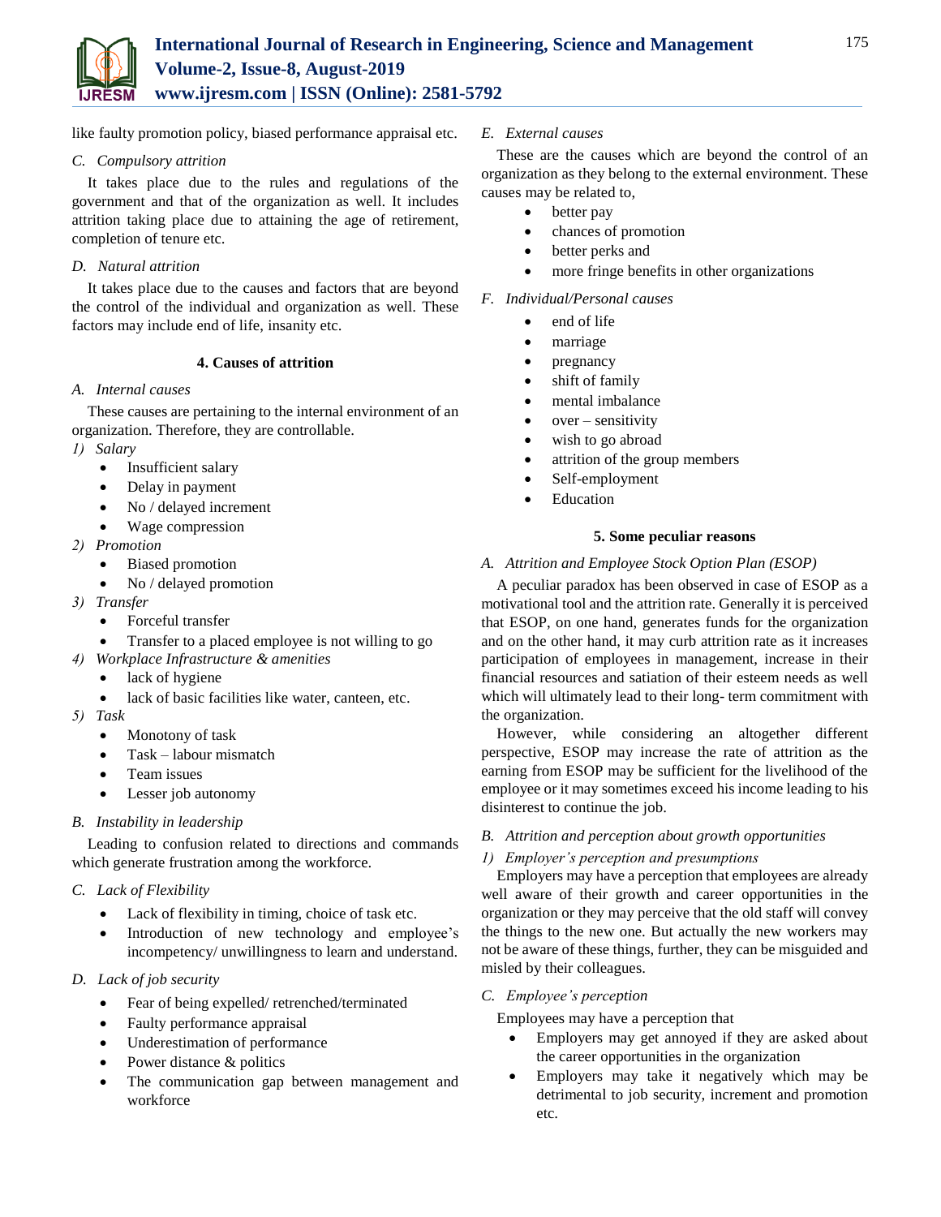like faulty promotion policy, biased performance appraisal etc.

*C. Compulsory attrition*

It takes place due to the rules and regulations of the government and that of the organization as well. It includes attrition taking place due to attaining the age of retirement, completion of tenure etc.

*D. Natural attrition*

It takes place due to the causes and factors that are beyond the control of the individual and organization as well. These factors may include end of life, insanity etc.

## 4. Causes of attrition

*A. Internal causes*

These causes are pertaining to the internal environment of an organization. Therefore, they are controllable.

*1) Salary*

- Insufficient salary
- Delay in payment
- No / delayed increment
- Wage compression

*2) Promotion*

- Biased promotion
- No / delayed promotion

*3) Transfer*

- Forceful transfer
- Transfer to a placed employee is not willing to go

*4) Workplace Infrastructure & amenities*

- lack of hygiene
- lack of basic facilities like water, canteen, etc.

*5) Task*

- Monotony of task
- Task – labour mismatch
- Team issues
- Lesser job autonomy

*B. Instability in leadership*

Leading to confusion related to directions and commands which generate frustration among the workforce.

*C. Lack of Flexibility*

- Lack of flexibility in timing, choice of task etc.
- Introduction of new technology and employee's incompetency/ unwillingness to learn and understand.

*D. Lack of job security*

- Fear of being expelled/ retrenched/terminated
- Faulty performance appraisal
- Underestimation of performance
- Power distance & politics
- The communication gap between management and workforce

*E. External causes*

These are the causes which are beyond the control of an organization as they belong to the external environment. These causes may be related to,

- better pay
- chances of promotion
- better perks and
- more fringe benefits in other organizations

*F. Individual/Personal causes*

- end of life
- marriage
- pregnancy
- shift of family
- mental imbalance
- over – sensitivity
- wish to go abroad
- attrition of the group members
- Self-employment
- Education

## 5. Some peculiar reasons

*A. Attrition and Employee Stock Option Plan (ESOP)*

A peculiar paradox has been observed in case of ESOP as a motivational tool and the attrition rate. Generally it is perceived that ESOP, on one hand, generates funds for the organization and on the other hand, it may curb attrition rate as it increases participation of employees in management, increase in their financial resources and satiation of their esteem needs as well which will ultimately lead to their long- term commitment with the organization.

However, while considering an altogether different perspective, ESOP may increase the rate of attrition as the earning from ESOP may be sufficient for the livelihood of the employee or it may sometimes exceed his income leading to his disinterest to continue the job.

*B. Attrition and perception about growth opportunities*

*1) Employer's perception and presumptions*

Employers may have a perception that employees are already well aware of their growth and career opportunities in the organization or they may perceive that the old staff will convey the things to the new one. But actually the new workers may not be aware of these things, further, they can be misguided and misled by their colleagues.

*C. Employee's perception*

Employees may have a perception that

- Employers may get annoyed if they are asked about the career opportunities in the organization
- Employers may take it negatively which may be detrimental to job security, increment and promotion etc.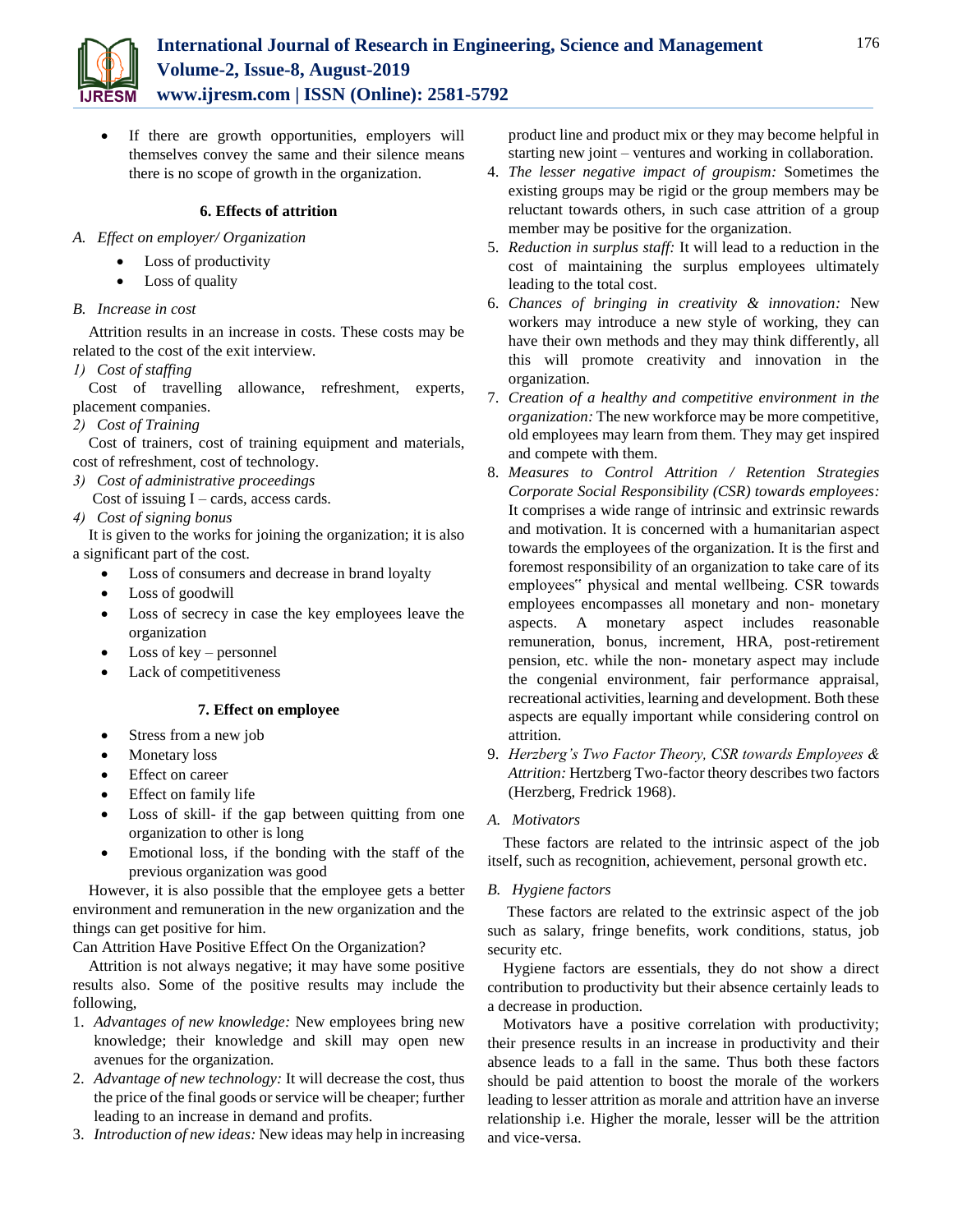- If there are growth opportunities, employers will themselves convey the same and their silence means there is no scope of growth in the organization.

### 6. Effects of attrition

*A. Effect on employer/ Organization*

- Loss of productivity
- Loss of quality

*B. Increase in cost*

Attrition results in an increase in costs. These costs may be related to the cost of the exit interview.

*1) Cost of staffing*

Cost of travelling allowance, refreshment, experts, placement companies.

*2) Cost of Training*

Cost of trainers, cost of training equipment and materials, cost of refreshment, cost of technology.

*3) Cost of administrative proceedings*

Cost of issuing I – cards, access cards.

*4) Cost of signing bonus*

It is given to the works for joining the organization; it is also a significant part of the cost.

- Loss of consumers and decrease in brand loyalty
- Loss of goodwill
- Loss of secrecy in case the key employees leave the organization
- Loss of key – personnel
- Lack of competitiveness

### 7. Effect on employee

- Stress from a new job
- Monetary loss
- Effect on career
- Effect on family life
- Loss of skill- if the gap between quitting from one organization to other is long
- Emotional loss, if the bonding with the staff of the previous organization was good

However, it is also possible that the employee gets a better environment and remuneration in the new organization and the things can get positive for him.

Can Attrition Have Positive Effect On the Organization?

Attrition is not always negative; it may have some positive results also. Some of the positive results may include the following,

1. *Advantages of new knowledge:* New employees bring new knowledge; their knowledge and skill may open new avenues for the organization.
2. *Advantage of new technology:* It will decrease the cost, thus the price of the final goods or service will be cheaper; further leading to an increase in demand and profits.
3. *Introduction of new ideas:* New ideas may help in increasing product line and product mix or they may become helpful in starting new joint – ventures and working in collaboration.
4. *The lesser negative impact of groupism:* Sometimes the existing groups may be rigid or the group members may be reluctant towards others, in such case attrition of a group member may be positive for the organization.
5. *Reduction in surplus staff:* It will lead to a reduction in the cost of maintaining the surplus employees ultimately leading to the total cost.
6. *Chances of bringing in creativity & innovation:* New workers may introduce a new style of working, they can have their own methods and they may think differently, all this will promote creativity and innovation in the organization.
7. *Creation of a healthy and competitive environment in the organization:* The new workforce may be more competitive, old employees may learn from them. They may get inspired and compete with them.
8. *Measures to Control Attrition / Retention Strategies Corporate Social Responsibility (CSR) towards employees:* It comprises a wide range of intrinsic and extrinsic rewards and motivation. It is concerned with a humanitarian aspect towards the employees of the organization. It is the first and foremost responsibility of an organization to take care of its employees" physical and mental wellbeing. CSR towards employees encompasses all monetary and non- monetary aspects. A monetary aspect includes reasonable remuneration, bonus, increment, HRA, post-retirement pension, etc. while the non- monetary aspect may include the congenial environment, fair performance appraisal, recreational activities, learning and development. Both these aspects are equally important while considering control on attrition.
9. *Herzberg's Two Factor Theory, CSR towards Employees & Attrition:* Hertzberg Two-factor theory describes two factors (Herzberg, Fredrick 1968).

*A. Motivators*

These factors are related to the intrinsic aspect of the job itself, such as recognition, achievement, personal growth etc.

*B. Hygiene factors*

These factors are related to the extrinsic aspect of the job such as salary, fringe benefits, work conditions, status, job security etc.

Hygiene factors are essentials, they do not show a direct contribution to productivity but their absence certainly leads to a decrease in production.

Motivators have a positive correlation with productivity; their presence results in an increase in productivity and their absence leads to a fall in the same. Thus both these factors should be paid attention to boost the morale of the workers leading to lesser attrition as morale and attrition have an inverse relationship i.e. Higher the morale, lesser will be the attrition and vice-versa.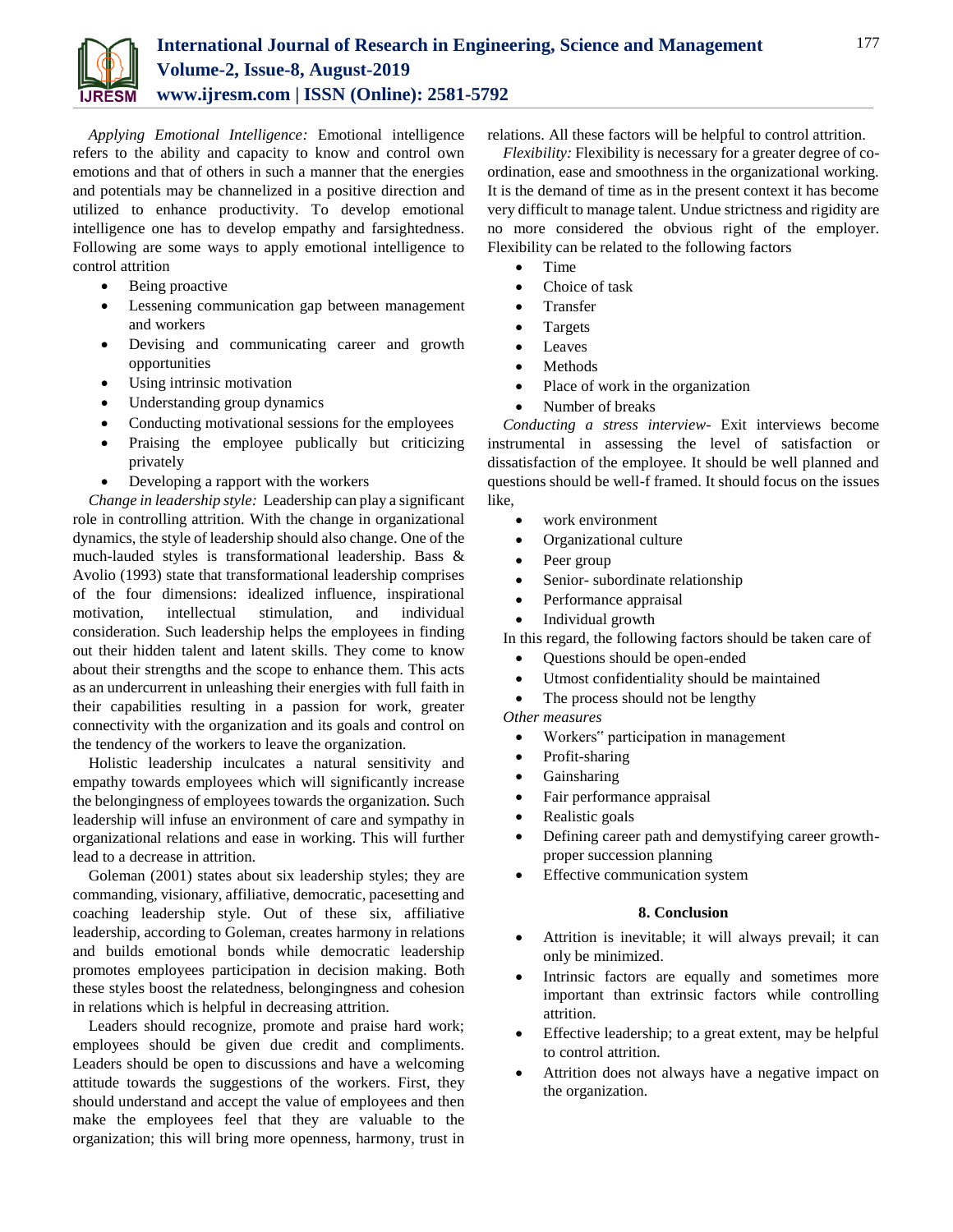*Applying Emotional Intelligence:* Emotional intelligence refers to the ability and capacity to know and control own emotions and that of others in such a manner that the energies and potentials may be channelized in a positive direction and utilized to enhance productivity. To develop emotional intelligence one has to develop empathy and farsightedness. Following are some ways to apply emotional intelligence to control attrition

- Being proactive
- Lessening communication gap between management and workers
- Devising and communicating career and growth opportunities
- Using intrinsic motivation
- Understanding group dynamics
- Conducting motivational sessions for the employees
- Praising the employee publically but criticizing privately
- Developing a rapport with the workers

*Change in leadership style:* Leadership can play a significant role in controlling attrition. With the change in organizational dynamics, the style of leadership should also change. One of the much-lauded styles is transformational leadership. Bass & Avolio (1993) state that transformational leadership comprises of the four dimensions: idealized influence, inspirational motivation, intellectual stimulation, and individual consideration. Such leadership helps the employees in finding out their hidden talent and latent skills. They come to know about their strengths and the scope to enhance them. This acts as an undercurrent in unleashing their energies with full faith in their capabilities resulting in a passion for work, greater connectivity with the organization and its goals and control on the tendency of the workers to leave the organization.

Holistic leadership inculcates a natural sensitivity and empathy towards employees which will significantly increase the belongingness of employees towards the organization. Such leadership will infuse an environment of care and sympathy in organizational relations and ease in working. This will further lead to a decrease in attrition.

Goleman (2001) states about six leadership styles; they are commanding, visionary, affiliative, democratic, pacesetting and coaching leadership style. Out of these six, affiliative leadership, according to Goleman, creates harmony in relations and builds emotional bonds while democratic leadership promotes employees participation in decision making. Both these styles boost the relatedness, belongingness and cohesion in relations which is helpful in decreasing attrition.

Leaders should recognize, promote and praise hard work; employees should be given due credit and compliments. Leaders should be open to discussions and have a welcoming attitude towards the suggestions of the workers. First, they should understand and accept the value of employees and then make the employees feel that they are valuable to the organization; this will bring more openness, harmony, trust in relations. All these factors will be helpful to control attrition.

*Flexibility:* Flexibility is necessary for a greater degree of co-ordination, ease and smoothness in the organizational working. It is the demand of time as in the present context it has become very difficult to manage talent. Undue strictness and rigidity are no more considered the obvious right of the employer. Flexibility can be related to the following factors

- Time
- Choice of task
- Transfer
- Targets
- Leaves
- Methods
- Place of work in the organization
- Number of breaks

*Conducting a stress interview-* Exit interviews become instrumental in assessing the level of satisfaction or dissatisfaction of the employee. It should be well planned and questions should be well-f framed. It should focus on the issues like,

- work environment
- Organizational culture
- Peer group
- Senior- subordinate relationship
- Performance appraisal
- Individual growth

In this regard, the following factors should be taken care of

- Questions should be open-ended
- Utmost confidentiality should be maintained
- The process should not be lengthy

*Other measures*

- Workers" participation in management
- Profit-sharing
- Gainsharing
- Fair performance appraisal
- Realistic goals
- Defining career path and demystifying career growth-proper succession planning
- Effective communication system

## 8. Conclusion

- Attrition is inevitable; it will always prevail; it can only be minimized.
- Intrinsic factors are equally and sometimes more important than extrinsic factors while controlling attrition.
- Effective leadership; to a great extent, may be helpful to control attrition.
- Attrition does not always have a negative impact on the organization.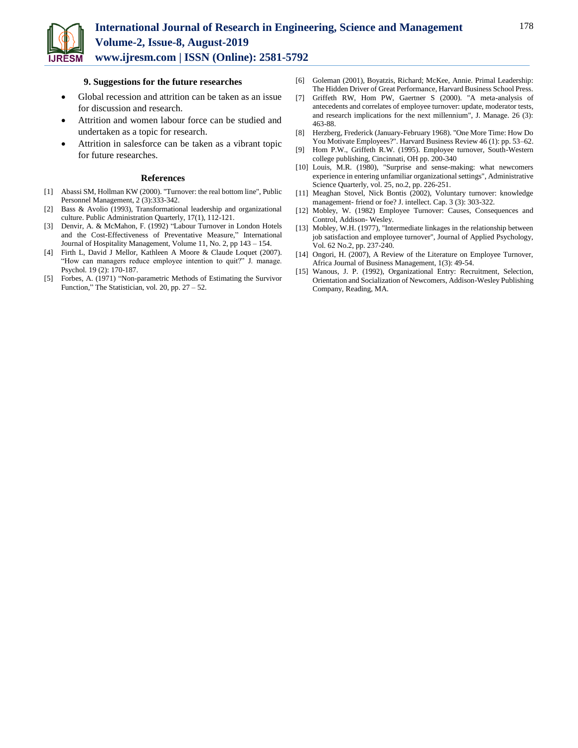### 9. Suggestions for the future researches

- Global recession and attrition can be taken as an issue for discussion and research.
- Attrition and women labour force can be studied and undertaken as a topic for research.
- Attrition in salesforce can be taken as a vibrant topic for future researches.

## References

[1] Abassi SM, Hollman KW (2000). "Turnover: the real bottom line", Public Personnel Management, 2 (3):333-342.

[2] Bass & Avolio (1993), Transformational leadership and organizational culture. Public Administration Quarterly, 17(1), 112-121.

[3] Denvir, A. & McMahon, F. (1992) "Labour Turnover in London Hotels and the Cost-Effectiveness of Preventative Measure," International Journal of Hospitality Management, Volume 11, No. 2, pp 143 – 154.

[4] Firth L, David J Mellor, Kathleen A Moore & Claude Loquet (2007). "How can managers reduce employee intention to quit?" J. manage. Psychol. 19 (2): 170-187.

[5] Forbes, A. (1971) "Non-parametric Methods of Estimating the Survivor Function," The Statistician, vol. 20, pp. 27 – 52.

[6] Goleman (2001), Boyatzis, Richard; McKee, Annie. Primal Leadership: The Hidden Driver of Great Performance, Harvard Business School Press.

[7] Griffeth RW, Hom PW, Gaertner S (2000). "A meta-analysis of antecedents and correlates of employee turnover: update, moderator tests, and research implications for the next millennium", J. Manage. 26 (3): 463-88.

[8] Herzberg, Frederick (January-February 1968). "One More Time: How Do You Motivate Employees?". Harvard Business Review 46 (1): pp. 53–62.

[9] Hom P.W., Griffeth R.W. (1995). Employee turnover, South-Western college publishing, Cincinnati, OH pp. 200-340

[10] Louis, M.R. (1980), "Surprise and sense-making: what newcomers experience in entering unfamiliar organizational settings", Administrative Science Quarterly, vol. 25, no.2, pp. 226-251.

[11] Meaghan Stovel, Nick Bontis (2002), Voluntary turnover: knowledge management- friend or foe? J. intellect. Cap. 3 (3): 303-322.

[12] Mobley, W. (1982) Employee Turnover: Causes, Consequences and Control, Addison- Wesley.

[13] Mobley, W.H. (1977), "Intermediate linkages in the relationship between job satisfaction and employee turnover", Journal of Applied Psychology, Vol. 62 No.2, pp. 237-240.

[14] Ongori, H. (2007), A Review of the Literature on Employee Turnover, Africa Journal of Business Management, 1(3): 49-54.

[15] Wanous, J. P. (1992), Organizational Entry: Recruitment, Selection, Orientation and Socialization of Newcomers, Addison-Wesley Publishing Company, Reading, MA.